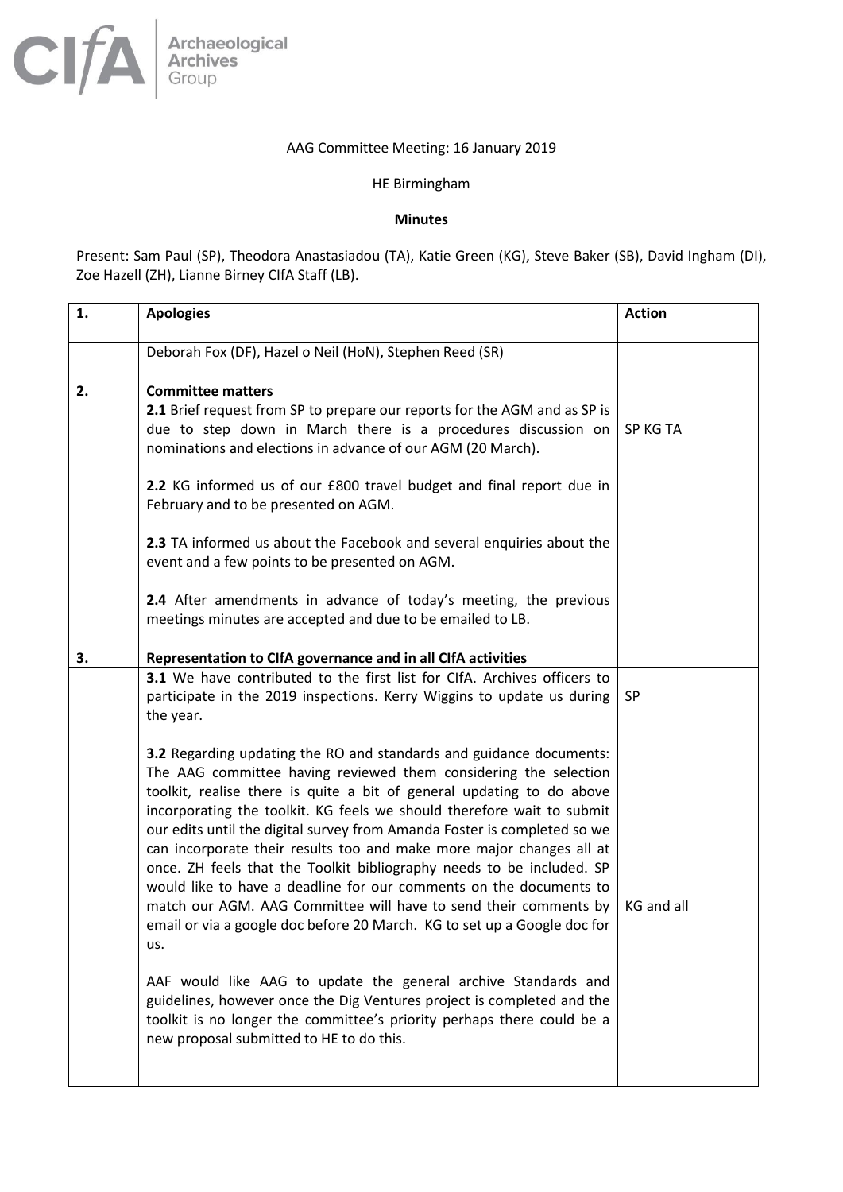CIfA Archaeological Archives Group

AAG Committee Meeting: 16 January 2019

HE Birmingham

**Minutes**

Present: Sam Paul (SP), Theodora Anastasiadou (TA), Katie Green (KG), Steve Baker (SB), David Ingham (DI), Zoe Hazell (ZH), Lianne Birney CIfA Staff (LB).

| 1. | **Apologies** | **Action** |
|---|---|---|
| | Deborah Fox (DF), Hazel o Neil (HoN), Stephen Reed (SR) | |
| 2. | **Committee matters**<br>**2.1** Brief request from SP to prepare our reports for the AGM and as SP is due to step down in March there is a procedures discussion on nominations and elections in advance of our AGM (20 March).<br><br>**2.2** KG informed us of our £800 travel budget and final report due in February and to be presented on AGM.<br><br>**2.3** TA informed us about the Facebook and several enquiries about the event and a few points to be presented on AGM.<br><br>**2.4** After amendments in advance of today's meeting, the previous meetings minutes are accepted and due to be emailed to LB. | SP KG TA |
| 3. | **Representation to CIfA governance and in all CIfA activities** | |
| | **3.1** We have contributed to the first list for CIfA. Archives officers to participate in the 2019 inspections. Kerry Wiggins to update us during the year.<br><br>**3.2** Regarding updating the RO and standards and guidance documents: The AAG committee having reviewed them considering the selection toolkit, realise there is quite a bit of general updating to do above incorporating the toolkit. KG feels we should therefore wait to submit our edits until the digital survey from Amanda Foster is completed so we can incorporate their results too and make more major changes all at once. ZH feels that the Toolkit bibliography needs to be included. SP would like to have a deadline for our comments on the documents to match our AGM. AAG Committee will have to send their comments by email or via a google doc before 20 March. KG to set up a Google doc for us.<br><br>AAF would like AAG to update the general archive Standards and guidelines, however once the Dig Ventures project is completed and the toolkit is no longer the committee's priority perhaps there could be a new proposal submitted to HE to do this. | SP<br><br>KG and all |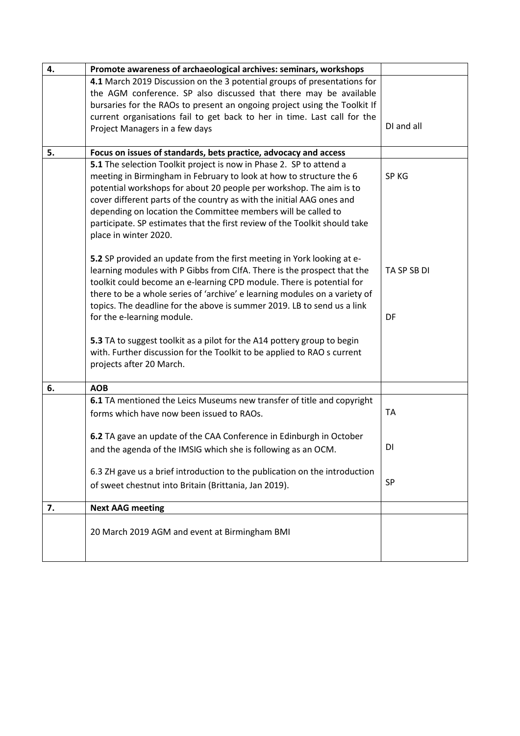| | | |
|---|---|---|
| **4.** | **Promote awareness of archaeological archives: seminars, workshops** | |
| | **4.1** March 2019 Discussion on the 3 potential groups of presentations for the AGM conference. SP also discussed that there may be available bursaries for the RAOs to present an ongoing project using the Toolkit If current organisations fail to get back to her in time. Last call for the Project Managers in a few days | DI and all |
| **5.** | **Focus on issues of standards, bets practice, advocacy and access** | |
| | **5.1** The selection Toolkit project is now in Phase 2. SP to attend a meeting in Birmingham in February to look at how to structure the 6 potential workshops for about 20 people per workshop. The aim is to cover different parts of the country as with the initial AAG ones and depending on location the Committee members will be called to participate. SP estimates that the first review of the Toolkit should take place in winter 2020. | SP KG |
| | **5.2** SP provided an update from the first meeting in York looking at e-learning modules with P Gibbs from CIfA. There is the prospect that the toolkit could become an e-learning CPD module. There is potential for there to be a whole series of 'archive' e learning modules on a variety of topics. The deadline for the above is summer 2019. LB to send us a link for the e-learning module. | TA SP SB DI<br><br>DF |
| | **5.3** TA to suggest toolkit as a pilot for the A14 pottery group to begin with. Further discussion for the Toolkit to be applied to RAO s current projects after 20 March. | |
| **6.** | **AOB** | |
| | **6.1** TA mentioned the Leics Museums new transfer of title and copyright forms which have now been issued to RAOs. | TA |
| | **6.2** TA gave an update of the CAA Conference in Edinburgh in October and the agenda of the IMSIG which she is following as an OCM. | DI |
| | 6.3 ZH gave us a brief introduction to the publication on the introduction of sweet chestnut into Britain (Brittania, Jan 2019). | SP |
| **7.** | **Next AAG meeting** | |
| | 20 March 2019 AGM and event at Birmingham BMI | |